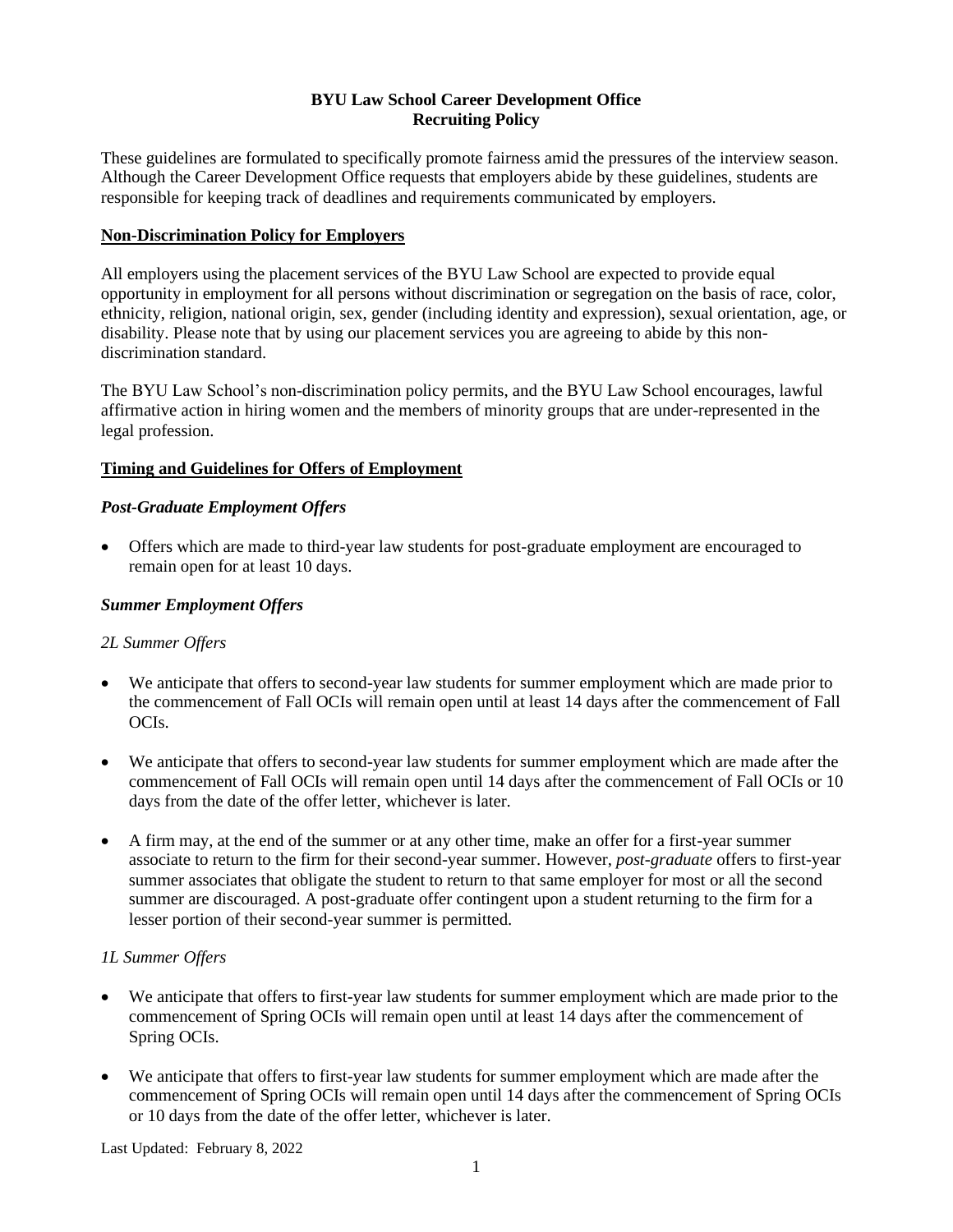**BYU Law School Career Development Office**
**Recruiting Policy**

These guidelines are formulated to specifically promote fairness amid the pressures of the interview season. Although the Career Development Office requests that employers abide by these guidelines, students are responsible for keeping track of deadlines and requirements communicated by employers.

## Non-Discrimination Policy for Employers

All employers using the placement services of the BYU Law School are expected to provide equal opportunity in employment for all persons without discrimination or segregation on the basis of race, color, ethnicity, religion, national origin, sex, gender (including identity and expression), sexual orientation, age, or disability. Please note that by using our placement services you are agreeing to abide by this non-discrimination standard.

The BYU Law School's non-discrimination policy permits, and the BYU Law School encourages, lawful affirmative action in hiring women and the members of minority groups that are under-represented in the legal profession.

## Timing and Guidelines for Offers of Employment

### *Post-Graduate Employment Offers*

- Offers which are made to third-year law students for post-graduate employment are encouraged to remain open for at least 10 days.

### *Summer Employment Offers*

#### *2L Summer Offers*

- We anticipate that offers to second-year law students for summer employment which are made prior to the commencement of Fall OCIs will remain open until at least 14 days after the commencement of Fall OCIs.
- We anticipate that offers to second-year law students for summer employment which are made after the commencement of Fall OCIs will remain open until 14 days after the commencement of Fall OCIs or 10 days from the date of the offer letter, whichever is later.
- A firm may, at the end of the summer or at any other time, make an offer for a first-year summer associate to return to the firm for their second-year summer. However, *post-graduate* offers to first-year summer associates that obligate the student to return to that same employer for most or all the second summer are discouraged. A post-graduate offer contingent upon a student returning to the firm for a lesser portion of their second-year summer is permitted.

#### *1L Summer Offers*

- We anticipate that offers to first-year law students for summer employment which are made prior to the commencement of Spring OCIs will remain open until at least 14 days after the commencement of Spring OCIs.
- We anticipate that offers to first-year law students for summer employment which are made after the commencement of Spring OCIs will remain open until 14 days after the commencement of Spring OCIs or 10 days from the date of the offer letter, whichever is later.

Last Updated: February 8, 2022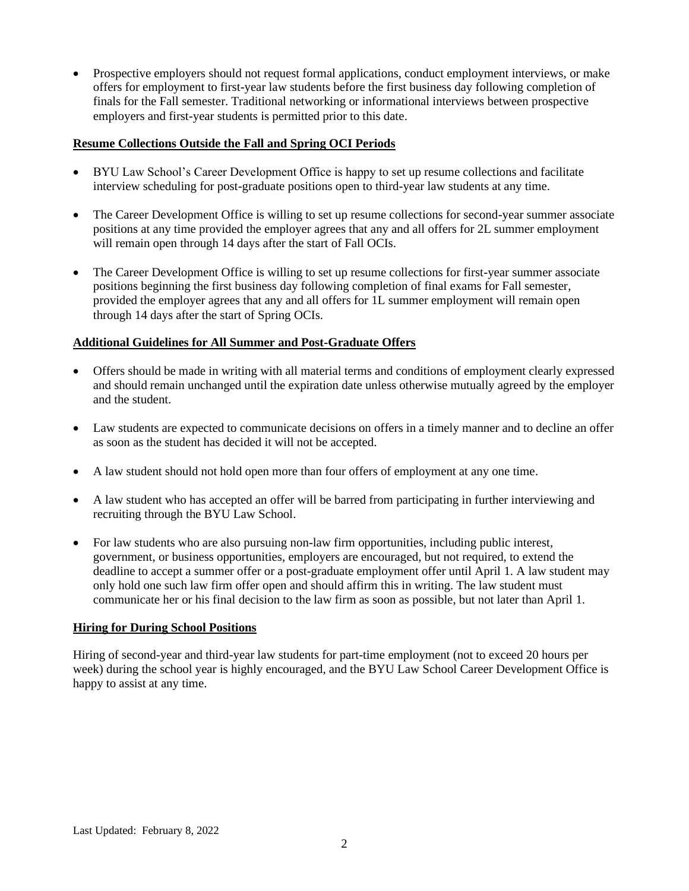- Prospective employers should not request formal applications, conduct employment interviews, or make offers for employment to first-year law students before the first business day following completion of finals for the Fall semester. Traditional networking or informational interviews between prospective employers and first-year students is permitted prior to this date.

**Resume Collections Outside the Fall and Spring OCI Periods**

- BYU Law School's Career Development Office is happy to set up resume collections and facilitate interview scheduling for post-graduate positions open to third-year law students at any time.

- The Career Development Office is willing to set up resume collections for second-year summer associate positions at any time provided the employer agrees that any and all offers for 2L summer employment will remain open through 14 days after the start of Fall OCIs.

- The Career Development Office is willing to set up resume collections for first-year summer associate positions beginning the first business day following completion of final exams for Fall semester, provided the employer agrees that any and all offers for 1L summer employment will remain open through 14 days after the start of Spring OCIs.

**Additional Guidelines for All Summer and Post-Graduate Offers**

- Offers should be made in writing with all material terms and conditions of employment clearly expressed and should remain unchanged until the expiration date unless otherwise mutually agreed by the employer and the student.

- Law students are expected to communicate decisions on offers in a timely manner and to decline an offer as soon as the student has decided it will not be accepted.

- A law student should not hold open more than four offers of employment at any one time.

- A law student who has accepted an offer will be barred from participating in further interviewing and recruiting through the BYU Law School.

- For law students who are also pursuing non-law firm opportunities, including public interest, government, or business opportunities, employers are encouraged, but not required, to extend the deadline to accept a summer offer or a post-graduate employment offer until April 1. A law student may only hold one such law firm offer open and should affirm this in writing. The law student must communicate her or his final decision to the law firm as soon as possible, but not later than April 1.

**Hiring for During School Positions**

Hiring of second-year and third-year law students for part-time employment (not to exceed 20 hours per week) during the school year is highly encouraged, and the BYU Law School Career Development Office is happy to assist at any time.

Last Updated: February 8, 2022